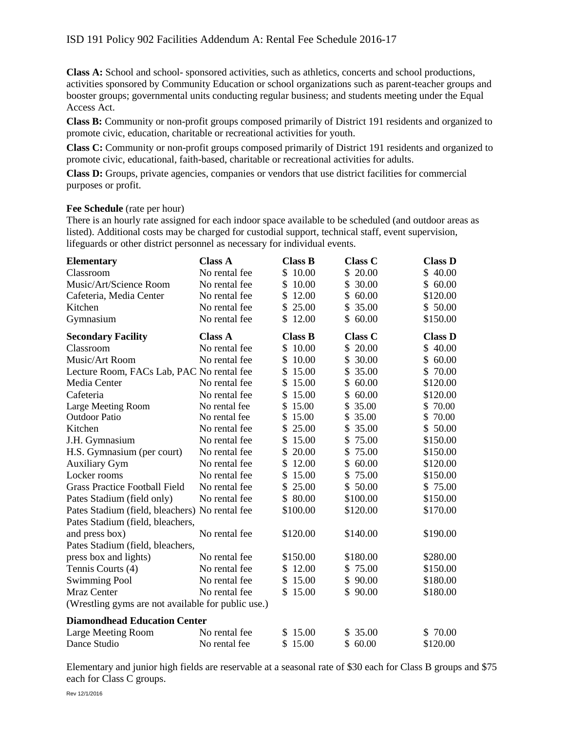# ISD 191 Policy 902 Facilities Addendum A: Rental Fee Schedule 2016-17

**Class A:** School and school- sponsored activities, such as athletics, concerts and school productions, activities sponsored by Community Education or school organizations such as parent-teacher groups and booster groups; governmental units conducting regular business; and students meeting under the Equal Access Act.

**Class B:** Community or non-profit groups composed primarily of District 191 residents and organized to promote civic, education, charitable or recreational activities for youth.

**Class C:** Community or non-profit groups composed primarily of District 191 residents and organized to promote civic, educational, faith-based, charitable or recreational activities for adults.

**Class D:** Groups, private agencies, companies or vendors that use district facilities for commercial purposes or profit.

**Fee Schedule** (rate per hour)
There is an hourly rate assigned for each indoor space available to be scheduled (and outdoor areas as listed). Additional costs may be charged for custodial support, technical staff, event supervision, lifeguards or other district personnel as necessary for individual events.

| **Elementary** | **Class A** | **Class B** | **Class C** | **Class D** |
|---|---|---|---|---|
| Classroom | No rental fee | $ 10.00 | $ 20.00 | $ 40.00 |
| Music/Art/Science Room | No rental fee | $ 10.00 | $ 30.00 | $ 60.00 |
| Cafeteria, Media Center | No rental fee | $ 12.00 | $ 60.00 | $120.00 |
| Kitchen | No rental fee | $ 25.00 | $ 35.00 | $ 50.00 |
| Gymnasium | No rental fee | $ 12.00 | $ 60.00 | $150.00 |

| **Secondary Facility** | **Class A** | **Class B** | **Class C** | **Class D** |
|---|---|---|---|---|
| Classroom | No rental fee | $ 10.00 | $ 20.00 | $ 40.00 |
| Music/Art Room | No rental fee | $ 10.00 | $ 30.00 | $ 60.00 |
| Lecture Room, FACs Lab, PAC | No rental fee | $ 15.00 | $ 35.00 | $ 70.00 |
| Media Center | No rental fee | $ 15.00 | $ 60.00 | $120.00 |
| Cafeteria | No rental fee | $ 15.00 | $ 60.00 | $120.00 |
| Large Meeting Room | No rental fee | $ 15.00 | $ 35.00 | $ 70.00 |
| Outdoor Patio | No rental fee | $ 15.00 | $ 35.00 | $ 70.00 |
| Kitchen | No rental fee | $ 25.00 | $ 35.00 | $ 50.00 |
| J.H. Gymnasium | No rental fee | $ 15.00 | $ 75.00 | $150.00 |
| H.S. Gymnasium (per court) | No rental fee | $ 20.00 | $ 75.00 | $150.00 |
| Auxiliary Gym | No rental fee | $ 12.00 | $ 60.00 | $120.00 |
| Locker rooms | No rental fee | $ 15.00 | $ 75.00 | $150.00 |
| Grass Practice Football Field | No rental fee | $ 25.00 | $ 50.00 | $ 75.00 |
| Pates Stadium (field only) | No rental fee | $ 80.00 | $100.00 | $150.00 |
| Pates Stadium (field, bleachers) | No rental fee | $100.00 | $120.00 | $170.00 |
| Pates Stadium (field, bleachers, and press box) | No rental fee | $120.00 | $140.00 | $190.00 |
| Pates Stadium (field, bleachers, press box and lights) | No rental fee | $150.00 | $180.00 | $280.00 |
| Tennis Courts (4) | No rental fee | $ 12.00 | $ 75.00 | $150.00 |
| Swimming Pool | No rental fee | $ 15.00 | $ 90.00 | $180.00 |
| Mraz Center | No rental fee | $ 15.00 | $ 90.00 | $180.00 |

(Wrestling gyms are not available for public use.)

| **Diamondhead Education Center** | | | | |
|---|---|---|---|---|
| Large Meeting Room | No rental fee | $ 15.00 | $ 35.00 | $ 70.00 |
| Dance Studio | No rental fee | $ 15.00 | $ 60.00 | $120.00 |

Elementary and junior high fields are reservable at a seasonal rate of $30 each for Class B groups and $75 each for Class C groups.

Rev 12/1/2016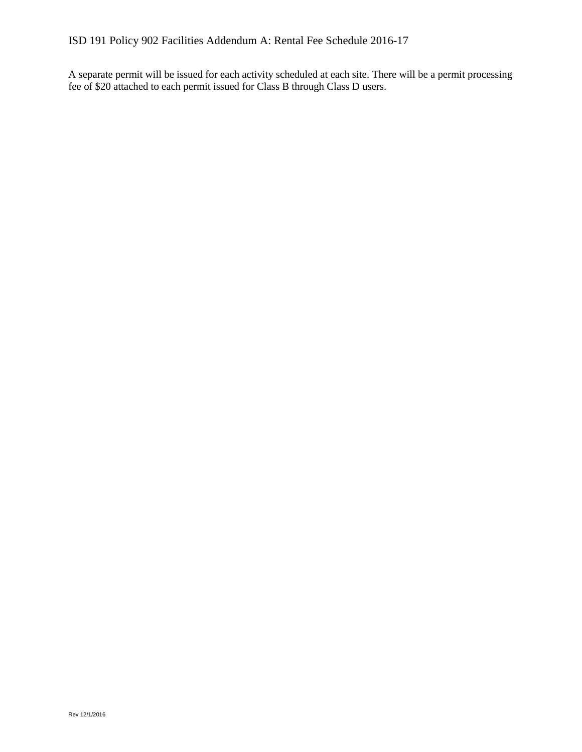A separate permit will be issued for each activity scheduled at each site. There will be a permit processing fee of $20 attached to each permit issued for Class B through Class D users.